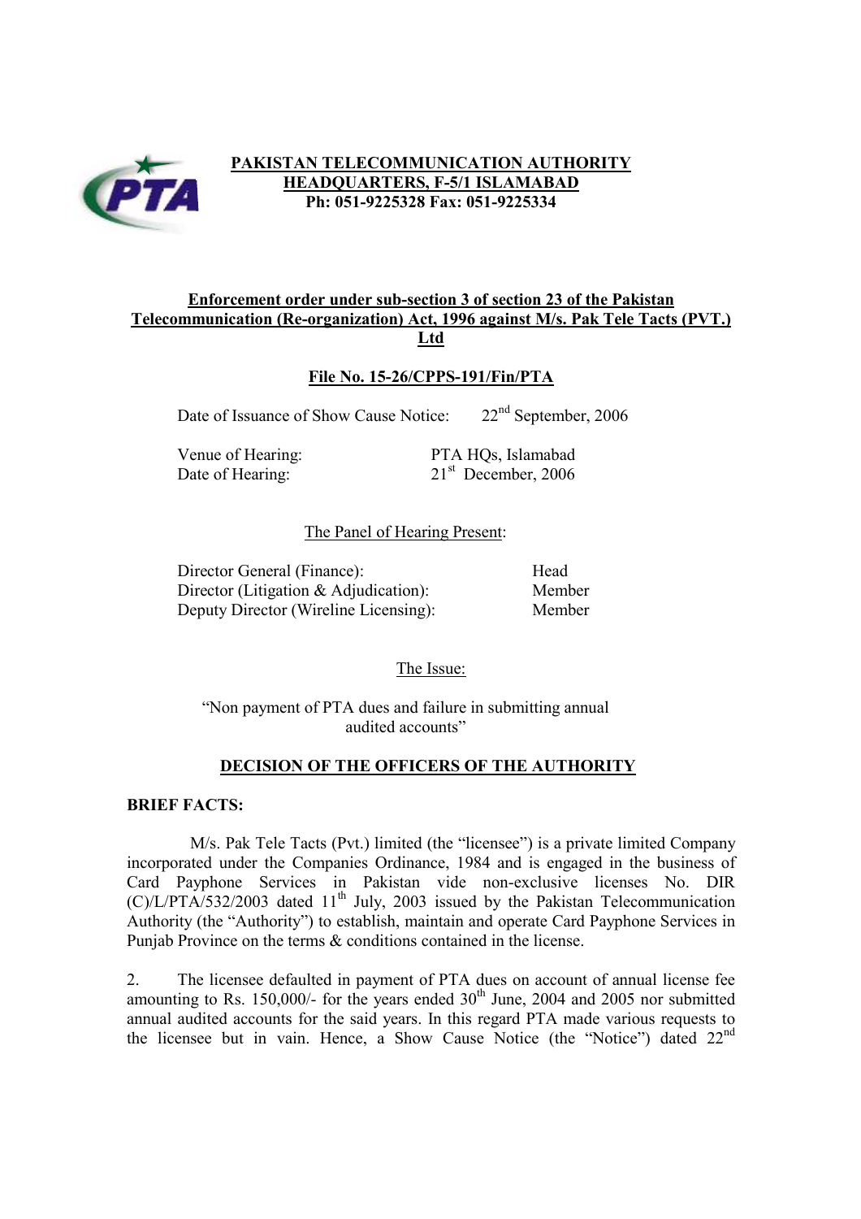**PAKISTAN TELECOMMUNICATION AUTHORITY**
**HEADQUARTERS, F-5/1 ISLAMABAD**
**Ph: 051-9225328 Fax: 051-9225334**

## Enforcement order under sub-section 3 of section 23 of the Pakistan Telecommunication (Re-organization) Act, 1996 against M/s. Pak Tele Tacts (PVT.) Ltd

### File No. 15-26/CPPS-191/Fin/PTA

Date of Issuance of Show Cause Notice: 22nd September, 2006

Venue of Hearing: PTA HQs, Islamabad
Date of Hearing: 21st December, 2006

The Panel of Hearing Present:

| | |
|---|---|
| Director General (Finance): | Head |
| Director (Litigation & Adjudication): | Member |
| Deputy Director (Wireline Licensing): | Member |

The Issue:

"Non payment of PTA dues and failure in submitting annual audited accounts"

## DECISION OF THE OFFICERS OF THE AUTHORITY

**BRIEF FACTS:**

M/s. Pak Tele Tacts (Pvt.) limited (the "licensee") is a private limited Company incorporated under the Companies Ordinance, 1984 and is engaged in the business of Card Payphone Services in Pakistan vide non-exclusive licenses No. DIR (C)/L/PTA/532/2003 dated 11th July, 2003 issued by the Pakistan Telecommunication Authority (the "Authority") to establish, maintain and operate Card Payphone Services in Punjab Province on the terms & conditions contained in the license.

2. The licensee defaulted in payment of PTA dues on account of annual license fee amounting to Rs. 150,000/- for the years ended 30th June, 2004 and 2005 nor submitted annual audited accounts for the said years. In this regard PTA made various requests to the licensee but in vain. Hence, a Show Cause Notice (the "Notice") dated 22nd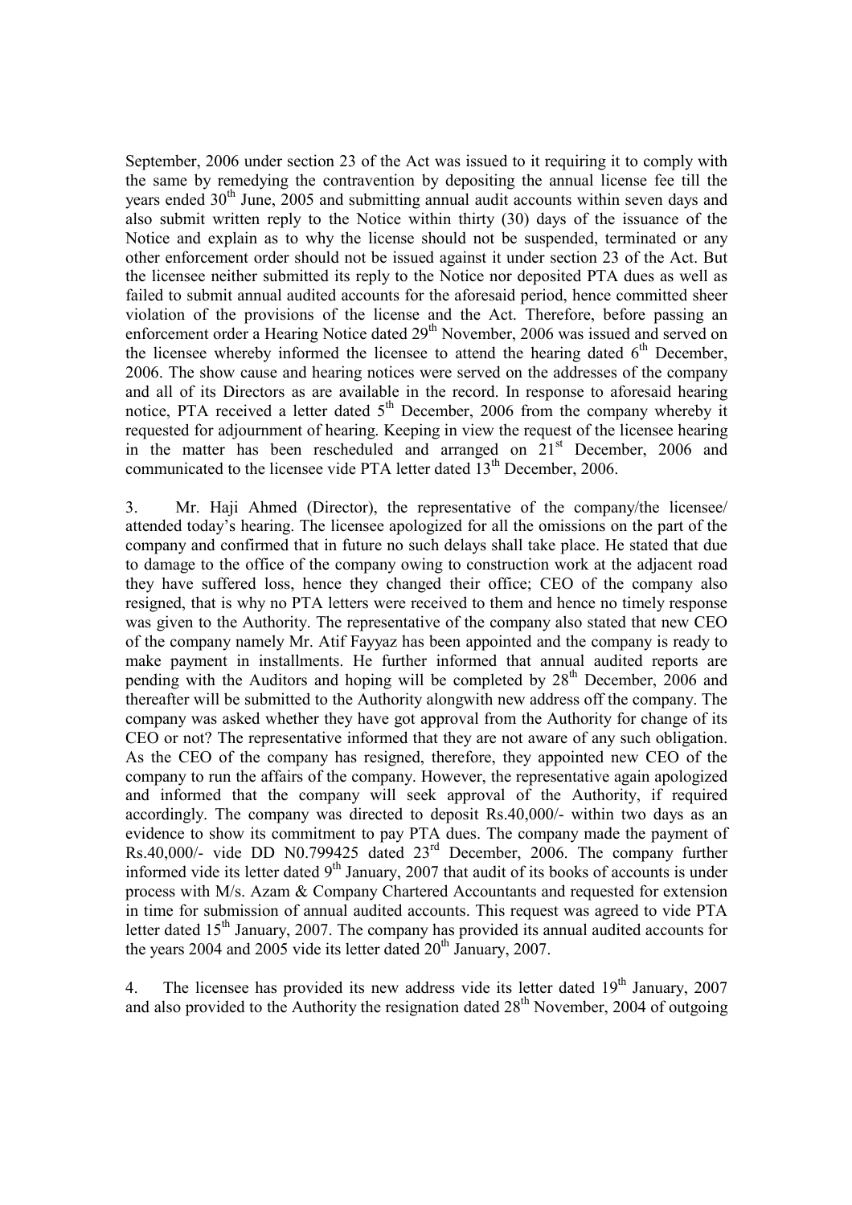September, 2006 under section 23 of the Act was issued to it requiring it to comply with the same by remedying the contravention by depositing the annual license fee till the years ended 30th June, 2005 and submitting annual audit accounts within seven days and also submit written reply to the Notice within thirty (30) days of the issuance of the Notice and explain as to why the license should not be suspended, terminated or any other enforcement order should not be issued against it under section 23 of the Act. But the licensee neither submitted its reply to the Notice nor deposited PTA dues as well as failed to submit annual audited accounts for the aforesaid period, hence committed sheer violation of the provisions of the license and the Act. Therefore, before passing an enforcement order a Hearing Notice dated 29th November, 2006 was issued and served on the licensee whereby informed the licensee to attend the hearing dated 6th December, 2006. The show cause and hearing notices were served on the addresses of the company and all of its Directors as are available in the record. In response to aforesaid hearing notice, PTA received a letter dated 5th December, 2006 from the company whereby it requested for adjournment of hearing. Keeping in view the request of the licensee hearing in the matter has been rescheduled and arranged on 21st December, 2006 and communicated to the licensee vide PTA letter dated 13th December, 2006.

3. Mr. Haji Ahmed (Director), the representative of the company/the licensee/ attended today's hearing. The licensee apologized for all the omissions on the part of the company and confirmed that in future no such delays shall take place. He stated that due to damage to the office of the company owing to construction work at the adjacent road they have suffered loss, hence they changed their office; CEO of the company also resigned, that is why no PTA letters were received to them and hence no timely response was given to the Authority. The representative of the company also stated that new CEO of the company namely Mr. Atif Fayyaz has been appointed and the company is ready to make payment in installments. He further informed that annual audited reports are pending with the Auditors and hoping will be completed by 28th December, 2006 and thereafter will be submitted to the Authority alongwith new address off the company. The company was asked whether they have got approval from the Authority for change of its CEO or not? The representative informed that they are not aware of any such obligation. As the CEO of the company has resigned, therefore, they appointed new CEO of the company to run the affairs of the company. However, the representative again apologized and informed that the company will seek approval of the Authority, if required accordingly. The company was directed to deposit Rs.40,000/- within two days as an evidence to show its commitment to pay PTA dues. The company made the payment of Rs.40,000/- vide DD N0.799425 dated 23rd December, 2006. The company further informed vide its letter dated 9th January, 2007 that audit of its books of accounts is under process with M/s. Azam & Company Chartered Accountants and requested for extension in time for submission of annual audited accounts. This request was agreed to vide PTA letter dated 15th January, 2007. The company has provided its annual audited accounts for the years 2004 and 2005 vide its letter dated 20th January, 2007.

4. The licensee has provided its new address vide its letter dated 19th January, 2007 and also provided to the Authority the resignation dated 28th November, 2004 of outgoing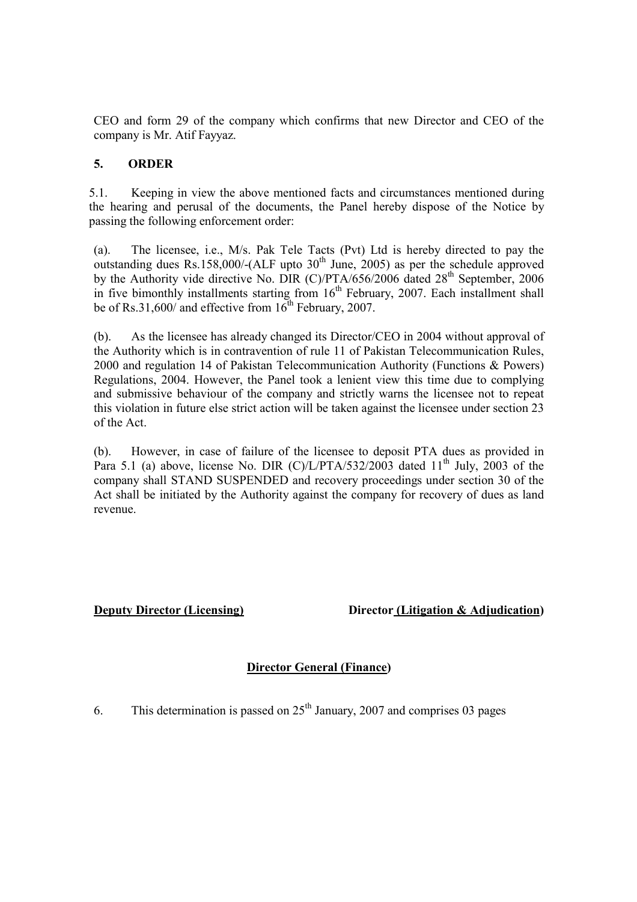CEO and form 29 of the company which confirms that new Director and CEO of the company is Mr. Atif Fayyaz.

## 5. ORDER

5.1. Keeping in view the above mentioned facts and circumstances mentioned during the hearing and perusal of the documents, the Panel hereby dispose of the Notice by passing the following enforcement order:

(a). The licensee, i.e., M/s. Pak Tele Tacts (Pvt) Ltd is hereby directed to pay the outstanding dues Rs.158,000/-(ALF upto 30th June, 2005) as per the schedule approved by the Authority vide directive No. DIR (C)/PTA/656/2006 dated 28th September, 2006 in five bimonthly installments starting from 16th February, 2007. Each installment shall be of Rs.31,600/ and effective from 16th February, 2007.

(b). As the licensee has already changed its Director/CEO in 2004 without approval of the Authority which is in contravention of rule 11 of Pakistan Telecommunication Rules, 2000 and regulation 14 of Pakistan Telecommunication Authority (Functions & Powers) Regulations, 2004. However, the Panel took a lenient view this time due to complying and submissive behaviour of the company and strictly warns the licensee not to repeat this violation in future else strict action will be taken against the licensee under section 23 of the Act.

(b). However, in case of failure of the licensee to deposit PTA dues as provided in Para 5.1 (a) above, license No. DIR (C)/L/PTA/532/2003 dated 11th July, 2003 of the company shall STAND SUSPENDED and recovery proceedings under section 30 of the Act shall be initiated by the Authority against the company for recovery of dues as land revenue.

**Deputy Director (Licensing)** **Director (Litigation & Adjudication)**

**Director General (Finance)**

6. This determination is passed on 25th January, 2007 and comprises 03 pages